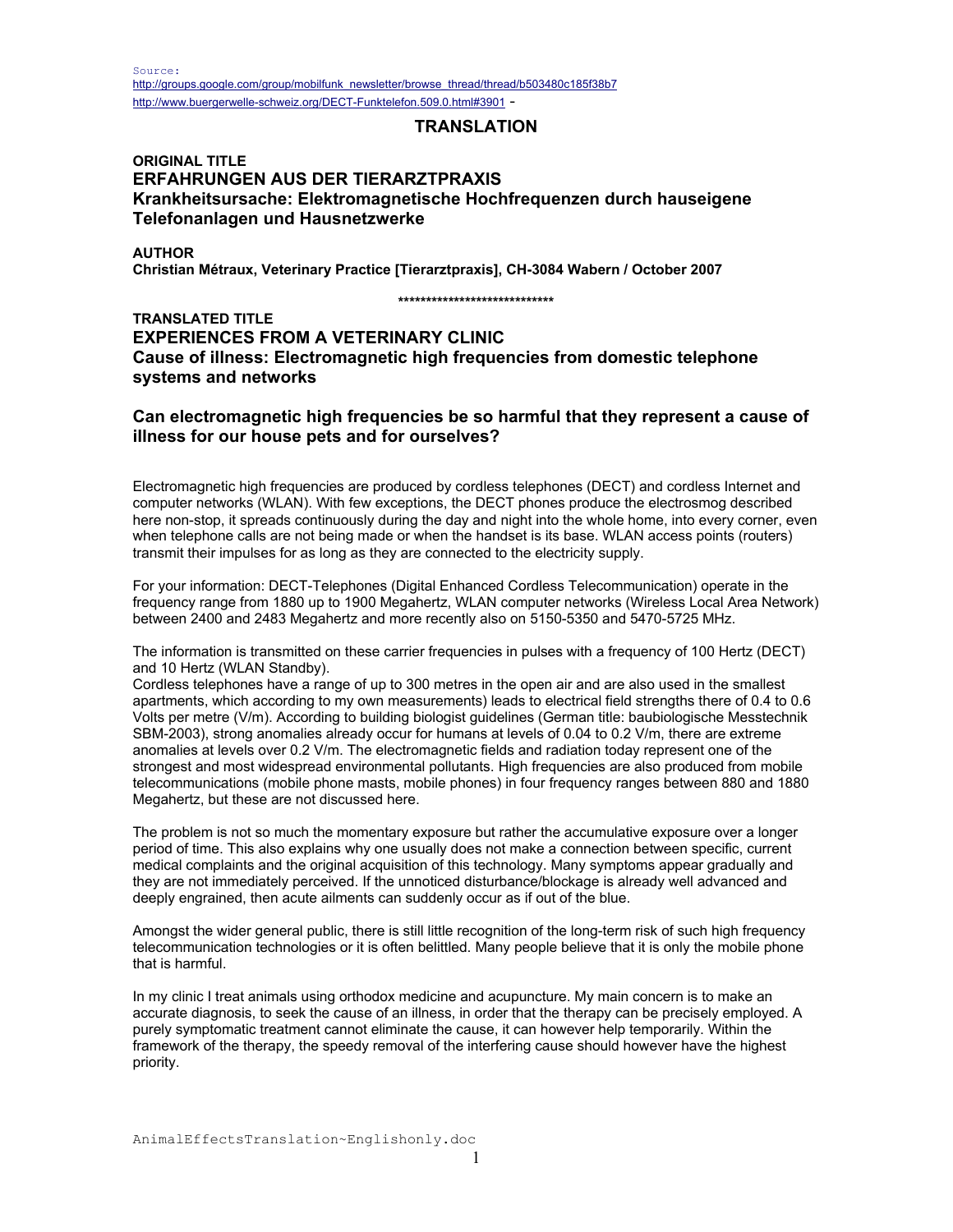Source:
http://groups.google.com/group/mobilfunk_newsletter/browse_thread/thread/b503480c185f38b7
http://www.buergerwelle-schweiz.org/DECT-Funktelefon.509.0.html#3901 -

## TRANSLATION

**ORIGINAL TITLE**

### ERFAHRUNGEN AUS DER TIERARZTPRAXIS
### Krankheitsursache: Elektromagnetische Hochfrequenzen durch hauseigene Telefonanlagen und Hausnetzwerke

**AUTHOR**

**Christian Métraux, Veterinary Practice [Tierarztpraxis], CH-3084 Wabern / October 2007**

****************************

**TRANSLATED TITLE**

### EXPERIENCES FROM A VETERINARY CLINIC
### Cause of illness: Electromagnetic high frequencies from domestic telephone systems and networks

### Can electromagnetic high frequencies be so harmful that they represent a cause of illness for our house pets and for ourselves?

Electromagnetic high frequencies are produced by cordless telephones (DECT) and cordless Internet and computer networks (WLAN). With few exceptions, the DECT phones produce the electrosmog described here non-stop, it spreads continuously during the day and night into the whole home, into every corner, even when telephone calls are not being made or when the handset is its base. WLAN access points (routers) transmit their impulses for as long as they are connected to the electricity supply.

For your information: DECT-Telephones (Digital Enhanced Cordless Telecommunication) operate in the frequency range from 1880 up to 1900 Megahertz, WLAN computer networks (Wireless Local Area Network) between 2400 and 2483 Megahertz and more recently also on 5150-5350 and 5470-5725 MHz.

The information is transmitted on these carrier frequencies in pulses with a frequency of 100 Hertz (DECT) and 10 Hertz (WLAN Standby).
Cordless telephones have a range of up to 300 metres in the open air and are also used in the smallest apartments, which according to my own measurements) leads to electrical field strengths there of 0.4 to 0.6 Volts per metre (V/m). According to building biologist guidelines (German title: baubiologische Messtechnik SBM-2003), strong anomalies already occur for humans at levels of 0.04 to 0.2 V/m, there are extreme anomalies at levels over 0.2 V/m. The electromagnetic fields and radiation today represent one of the strongest and most widespread environmental pollutants. High frequencies are also produced from mobile telecommunications (mobile phone masts, mobile phones) in four frequency ranges between 880 and 1880 Megahertz, but these are not discussed here.

The problem is not so much the momentary exposure but rather the accumulative exposure over a longer period of time. This also explains why one usually does not make a connection between specific, current medical complaints and the original acquisition of this technology. Many symptoms appear gradually and they are not immediately perceived. If the unnoticed disturbance/blockage is already well advanced and deeply engrained, then acute ailments can suddenly occur as if out of the blue.

Amongst the wider general public, there is still little recognition of the long-term risk of such high frequency telecommunication technologies or it is often belittled. Many people believe that it is only the mobile phone that is harmful.

In my clinic I treat animals using orthodox medicine and acupuncture. My main concern is to make an accurate diagnosis, to seek the cause of an illness, in order that the therapy can be precisely employed. A purely symptomatic treatment cannot eliminate the cause, it can however help temporarily. Within the framework of the therapy, the speedy removal of the interfering cause should however have the highest priority.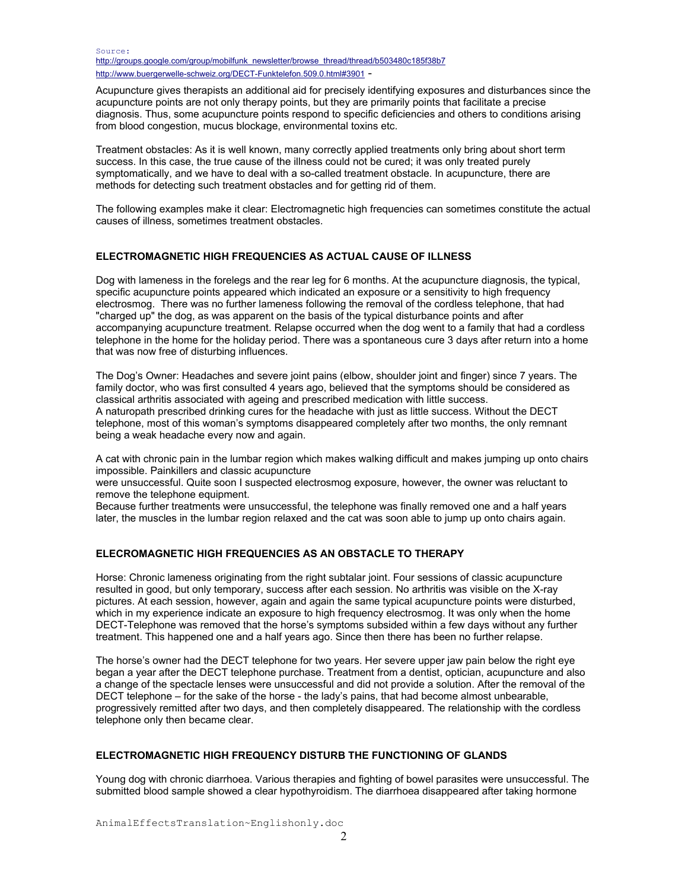Source:
http://groups.google.com/group/mobilfunk_newsletter/browse_thread/thread/b503480c185f38b7
http://www.buergerwelle-schweiz.org/DECT-Funktelefon.509.0.html#3901 -

Acupuncture gives therapists an additional aid for precisely identifying exposures and disturbances since the acupuncture points are not only therapy points, but they are primarily points that facilitate a precise diagnosis. Thus, some acupuncture points respond to specific deficiencies and others to conditions arising from blood congestion, mucus blockage, environmental toxins etc.

Treatment obstacles: As it is well known, many correctly applied treatments only bring about short term success. In this case, the true cause of the illness could not be cured; it was only treated purely symptomatically, and we have to deal with a so-called treatment obstacle. In acupuncture, there are methods for detecting such treatment obstacles and for getting rid of them.

The following examples make it clear: Electromagnetic high frequencies can sometimes constitute the actual causes of illness, sometimes treatment obstacles.

**ELECTROMAGNETIC HIGH FREQUENCIES AS ACTUAL CAUSE OF ILLNESS**

Dog with lameness in the forelegs and the rear leg for 6 months. At the acupuncture diagnosis, the typical, specific acupuncture points appeared which indicated an exposure or a sensitivity to high frequency electrosmog. There was no further lameness following the removal of the cordless telephone, that had "charged up" the dog, as was apparent on the basis of the typical disturbance points and after accompanying acupuncture treatment. Relapse occurred when the dog went to a family that had a cordless telephone in the home for the holiday period. There was a spontaneous cure 3 days after return into a home that was now free of disturbing influences.

The Dog's Owner: Headaches and severe joint pains (elbow, shoulder joint and finger) since 7 years. The family doctor, who was first consulted 4 years ago, believed that the symptoms should be considered as classical arthritis associated with ageing and prescribed medication with little success.
A naturopath prescribed drinking cures for the headache with just as little success. Without the DECT telephone, most of this woman's symptoms disappeared completely after two months, the only remnant being a weak headache every now and again.

A cat with chronic pain in the lumbar region which makes walking difficult and makes jumping up onto chairs impossible. Painkillers and classic acupuncture
were unsuccessful. Quite soon I suspected electrosmog exposure, however, the owner was reluctant to remove the telephone equipment.
Because further treatments were unsuccessful, the telephone was finally removed one and a half years later, the muscles in the lumbar region relaxed and the cat was soon able to jump up onto chairs again.

**ELECROMAGNETIC HIGH FREQUENCIES AS AN OBSTACLE TO THERAPY**

Horse: Chronic lameness originating from the right subtalar joint. Four sessions of classic acupuncture resulted in good, but only temporary, success after each session. No arthritis was visible on the X-ray pictures. At each session, however, again and again the same typical acupuncture points were disturbed, which in my experience indicate an exposure to high frequency electrosmog. It was only when the home DECT-Telephone was removed that the horse's symptoms subsided within a few days without any further treatment. This happened one and a half years ago. Since then there has been no further relapse.

The horse's owner had the DECT telephone for two years. Her severe upper jaw pain below the right eye began a year after the DECT telephone purchase. Treatment from a dentist, optician, acupuncture and also a change of the spectacle lenses were unsuccessful and did not provide a solution. After the removal of the DECT telephone – for the sake of the horse - the lady's pains, that had become almost unbearable, progressively remitted after two days, and then completely disappeared. The relationship with the cordless telephone only then became clear.

**ELECTROMAGNETIC HIGH FREQUENCY DISTURB THE FUNCTIONING OF GLANDS**

Young dog with chronic diarrhoea. Various therapies and fighting of bowel parasites were unsuccessful. The submitted blood sample showed a clear hypothyroidism. The diarrhoea disappeared after taking hormone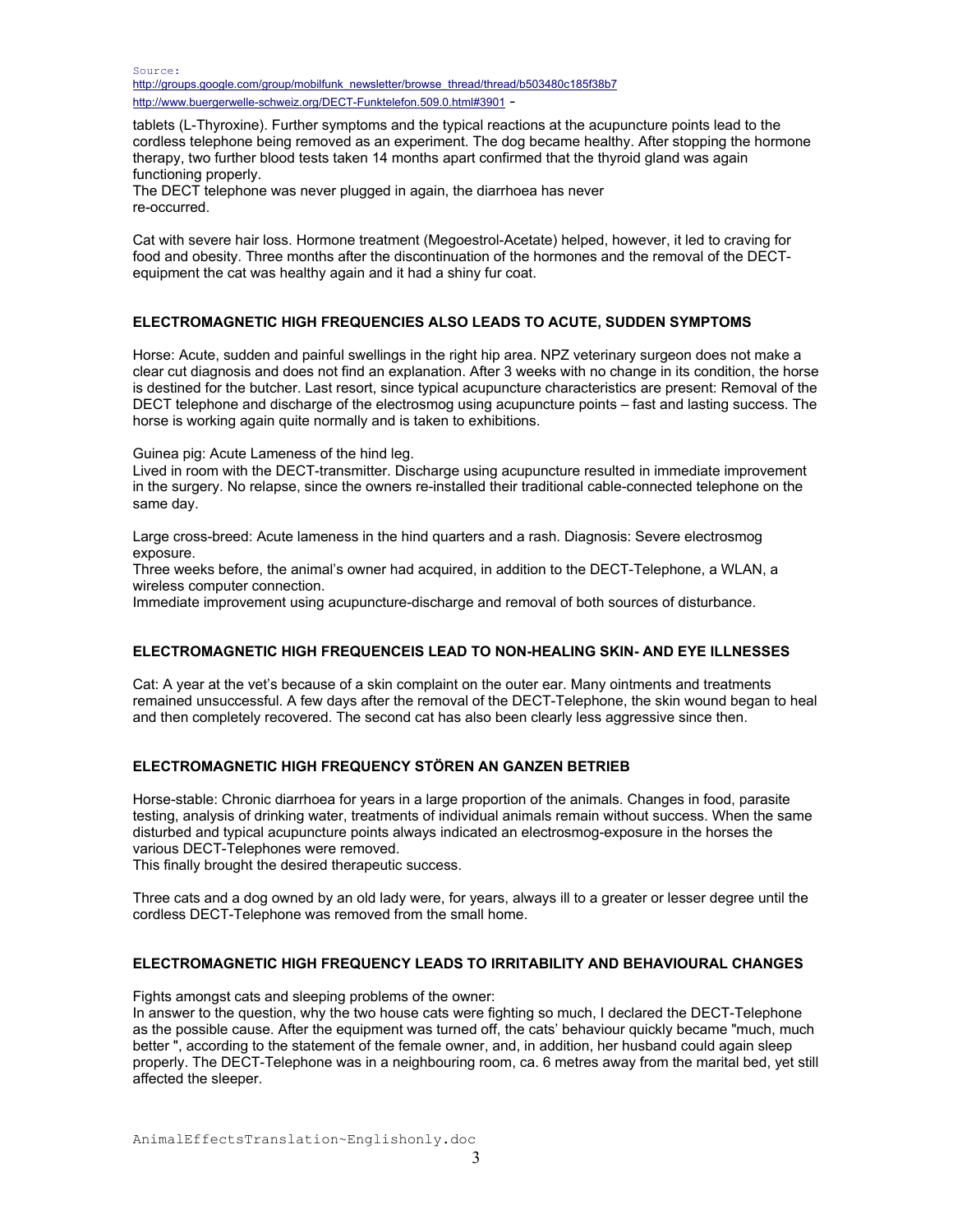Source:
http://groups.google.com/group/mobilfunk_newsletter/browse_thread/thread/b503480c185f38b7
http://www.buergerwelle-schweiz.org/DECT-Funktelefon.509.0.html#3901 -

tablets (L-Thyroxine). Further symptoms and the typical reactions at the acupuncture points lead to the cordless telephone being removed as an experiment. The dog became healthy. After stopping the hormone therapy, two further blood tests taken 14 months apart confirmed that the thyroid gland was again functioning properly.
The DECT telephone was never plugged in again, the diarrhoea has never re-occurred.

Cat with severe hair loss. Hormone treatment (Megoestrol-Acetate) helped, however, it led to craving for food and obesity. Three months after the discontinuation of the hormones and the removal of the DECT-equipment the cat was healthy again and it had a shiny fur coat.

### ELECTROMAGNETIC HIGH FREQUENCIES ALSO LEADS TO ACUTE, SUDDEN SYMPTOMS

Horse: Acute, sudden and painful swellings in the right hip area. NPZ veterinary surgeon does not make a clear cut diagnosis and does not find an explanation. After 3 weeks with no change in its condition, the horse is destined for the butcher. Last resort, since typical acupuncture characteristics are present: Removal of the DECT telephone and discharge of the electrosmog using acupuncture points – fast and lasting success. The horse is working again quite normally and is taken to exhibitions.

Guinea pig: Acute Lameness of the hind leg.
Lived in room with the DECT-transmitter. Discharge using acupuncture resulted in immediate improvement in the surgery. No relapse, since the owners re-installed their traditional cable-connected telephone on the same day.

Large cross-breed: Acute lameness in the hind quarters and a rash. Diagnosis: Severe electrosmog exposure.
Three weeks before, the animal's owner had acquired, in addition to the DECT-Telephone, a WLAN, a wireless computer connection.
Immediate improvement using acupuncture-discharge and removal of both sources of disturbance.

### ELECTROMAGNETIC HIGH FREQUENCEIS LEAD TO NON-HEALING SKIN- AND EYE ILLNESSES

Cat: A year at the vet's because of a skin complaint on the outer ear. Many ointments and treatments remained unsuccessful. A few days after the removal of the DECT-Telephone, the skin wound began to heal and then completely recovered. The second cat has also been clearly less aggressive since then.

### ELECTROMAGNETIC HIGH FREQUENCY STÖREN AN GANZEN BETRIEB

Horse-stable: Chronic diarrhoea for years in a large proportion of the animals. Changes in food, parasite testing, analysis of drinking water, treatments of individual animals remain without success. When the same disturbed and typical acupuncture points always indicated an electrosmog-exposure in the horses the various DECT-Telephones were removed.
This finally brought the desired therapeutic success.

Three cats and a dog owned by an old lady were, for years, always ill to a greater or lesser degree until the cordless DECT-Telephone was removed from the small home.

### ELECTROMAGNETIC HIGH FREQUENCY LEADS TO IRRITABILITY AND BEHAVIOURAL CHANGES

Fights amongst cats and sleeping problems of the owner:
In answer to the question, why the two house cats were fighting so much, I declared the DECT-Telephone as the possible cause. After the equipment was turned off, the cats' behaviour quickly became "much, much better ", according to the statement of the female owner, and, in addition, her husband could again sleep properly. The DECT-Telephone was in a neighbouring room, ca. 6 metres away from the marital bed, yet still affected the sleeper.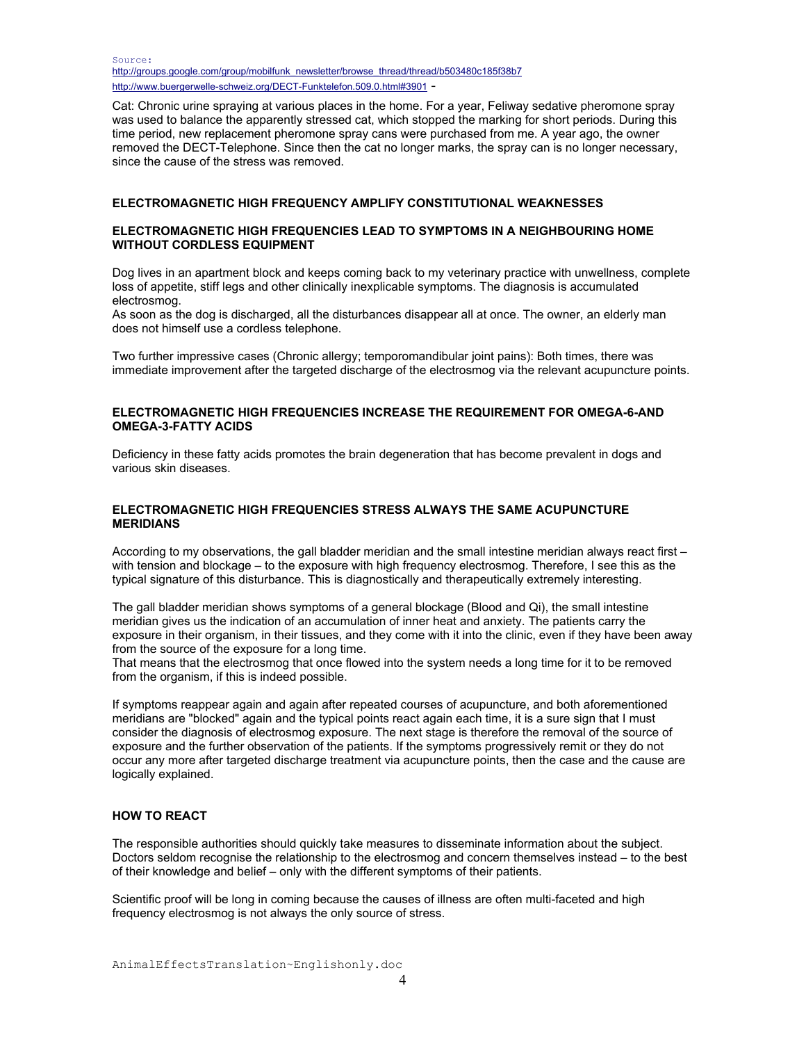Source:
http://groups.google.com/group/mobilfunk_newsletter/browse_thread/thread/b503480c185f38b7
http://www.buergerwelle-schweiz.org/DECT-Funktelefon.509.0.html#3901 -

Cat: Chronic urine spraying at various places in the home. For a year, Feliway sedative pheromone spray was used to balance the apparently stressed cat, which stopped the marking for short periods. During this time period, new replacement pheromone spray cans were purchased from me. A year ago, the owner removed the DECT-Telephone. Since then the cat no longer marks, the spray can is no longer necessary, since the cause of the stress was removed.

**ELECTROMAGNETIC HIGH FREQUENCY AMPLIFY CONSTITUTIONAL WEAKNESSES**

**ELECTROMAGNETIC HIGH FREQUENCIES LEAD TO SYMPTOMS IN A NEIGHBOURING HOME WITHOUT CORDLESS EQUIPMENT**

Dog lives in an apartment block and keeps coming back to my veterinary practice with unwellness, complete loss of appetite, stiff legs and other clinically inexplicable symptoms. The diagnosis is accumulated electrosmog.
As soon as the dog is discharged, all the disturbances disappear all at once. The owner, an elderly man does not himself use a cordless telephone.

Two further impressive cases (Chronic allergy; temporomandibular joint pains): Both times, there was immediate improvement after the targeted discharge of the electrosmog via the relevant acupuncture points.

**ELECTROMAGNETIC HIGH FREQUENCIES INCREASE THE REQUIREMENT FOR OMEGA-6-AND OMEGA-3-FATTY ACIDS**

Deficiency in these fatty acids promotes the brain degeneration that has become prevalent in dogs and various skin diseases.

**ELECTROMAGNETIC HIGH FREQUENCIES STRESS ALWAYS THE SAME ACUPUNCTURE MERIDIANS**

According to my observations, the gall bladder meridian and the small intestine meridian always react first – with tension and blockage – to the exposure with high frequency electrosmog. Therefore, I see this as the typical signature of this disturbance. This is diagnostically and therapeutically extremely interesting.

The gall bladder meridian shows symptoms of a general blockage (Blood and Qi), the small intestine meridian gives us the indication of an accumulation of inner heat and anxiety. The patients carry the exposure in their organism, in their tissues, and they come with it into the clinic, even if they have been away from the source of the exposure for a long time.
That means that the electrosmog that once flowed into the system needs a long time for it to be removed from the organism, if this is indeed possible.

If symptoms reappear again and again after repeated courses of acupuncture, and both aforementioned meridians are "blocked" again and the typical points react again each time, it is a sure sign that I must consider the diagnosis of electrosmog exposure. The next stage is therefore the removal of the source of exposure and the further observation of the patients. If the symptoms progressively remit or they do not occur any more after targeted discharge treatment via acupuncture points, then the case and the cause are logically explained.

**HOW TO REACT**

The responsible authorities should quickly take measures to disseminate information about the subject. Doctors seldom recognise the relationship to the electrosmog and concern themselves instead – to the best of their knowledge and belief – only with the different symptoms of their patients.

Scientific proof will be long in coming because the causes of illness are often multi-faceted and high frequency electrosmog is not always the only source of stress.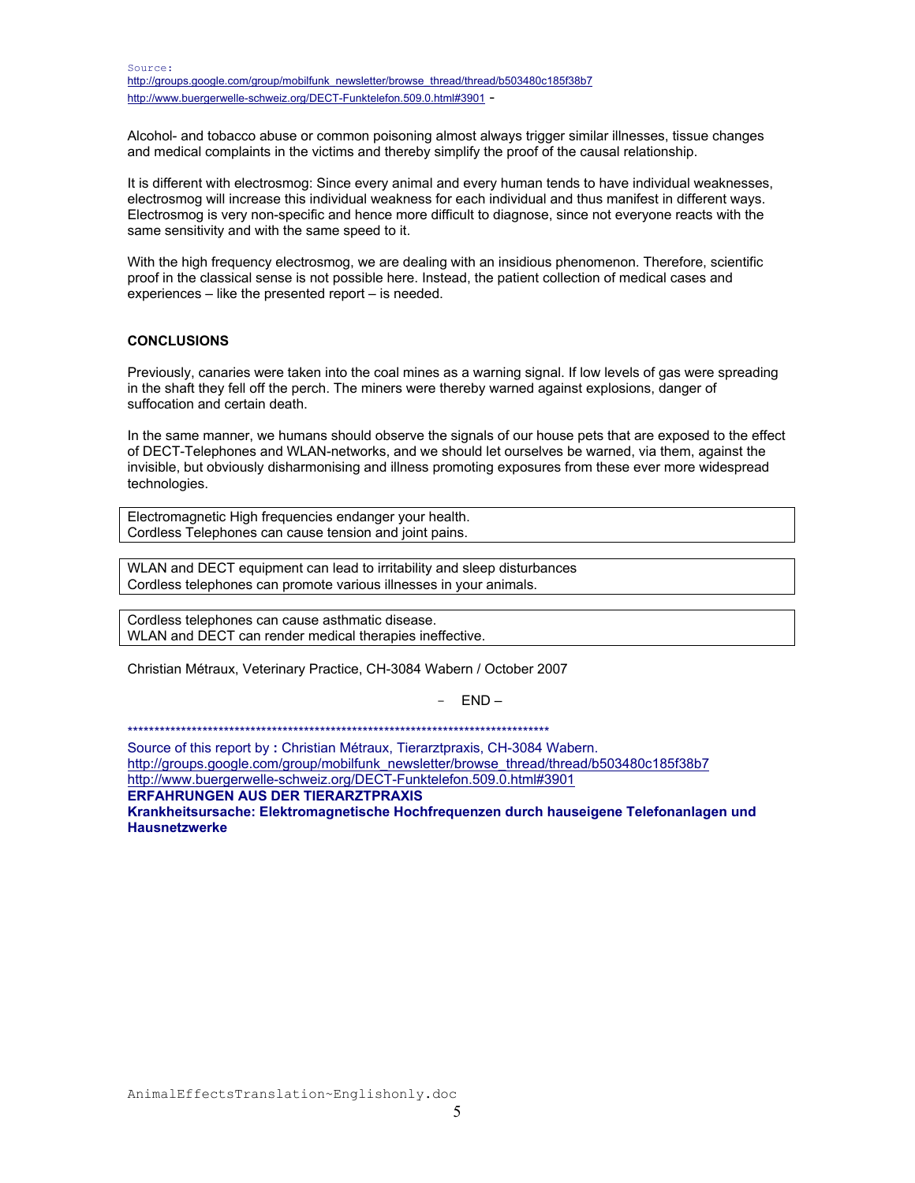Source:
http://groups.google.com/group/mobilfunk_newsletter/browse_thread/thread/b503480c185f38b7
http://www.buergerwelle-schweiz.org/DECT-Funktelefon.509.0.html#3901 -

Alcohol- and tobacco abuse or common poisoning almost always trigger similar illnesses, tissue changes and medical complaints in the victims and thereby simplify the proof of the causal relationship.

It is different with electrosmog: Since every animal and every human tends to have individual weaknesses, electrosmog will increase this individual weakness for each individual and thus manifest in different ways. Electrosmog is very non-specific and hence more difficult to diagnose, since not everyone reacts with the same sensitivity and with the same speed to it.

With the high frequency electrosmog, we are dealing with an insidious phenomenon. Therefore, scientific proof in the classical sense is not possible here. Instead, the patient collection of medical cases and experiences – like the presented report – is needed.

**CONCLUSIONS**

Previously, canaries were taken into the coal mines as a warning signal. If low levels of gas were spreading in the shaft they fell off the perch. The miners were thereby warned against explosions, danger of suffocation and certain death.

In the same manner, we humans should observe the signals of our house pets that are exposed to the effect of DECT-Telephones and WLAN-networks, and we should let ourselves be warned, via them, against the invisible, but obviously disharmonising and illness promoting exposures from these ever more widespread technologies.

Electromagnetic High frequencies endanger your health.
Cordless Telephones can cause tension and joint pains.

WLAN and DECT equipment can lead to irritability and sleep disturbances
Cordless telephones can promote various illnesses in your animals.

Cordless telephones can cause asthmatic disease.
WLAN and DECT can render medical therapies ineffective.

Christian Métraux, Veterinary Practice, CH-3084 Wabern / October 2007

– END –

**********************************************************************************

Source of this report by **:** Christian Métraux, Tierarztpraxis, CH-3084 Wabern.
http://groups.google.com/group/mobilfunk_newsletter/browse_thread/thread/b503480c185f38b7
http://www.buergerwelle-schweiz.org/DECT-Funktelefon.509.0.html#3901
**ERFAHRUNGEN AUS DER TIERARZTPRAXIS**
**Krankheitsursache: Elektromagnetische Hochfrequenzen durch hauseigene Telefonanlagen und Hausnetzwerke**